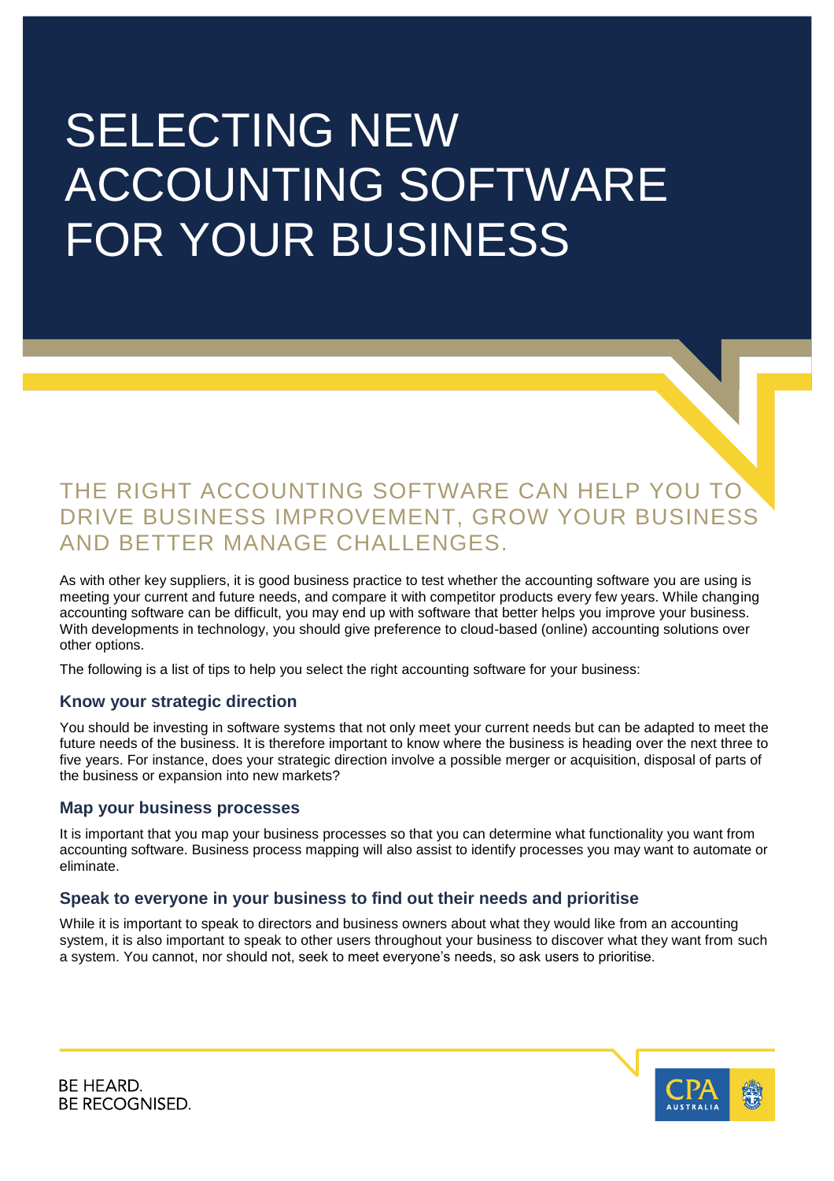# SELECTING NEW ACCOUNTING SOFTWARE FOR YOUR BUSINESS

## THE RIGHT ACCOUNTING SOFTWARE CAN HELP YOU TO DRIVE BUSINESS IMPROVEMENT, GROW YOUR BUSINESS AND BETTER MANAGE CHALLENGES.

As with other key suppliers, it is good business practice to test whether the accounting software you are using is meeting your current and future needs, and compare it with competitor products every few years. While changing accounting software can be difficult, you may end up with software that better helps you improve your business. With developments in technology, you should give preference to cloud-based (online) accounting solutions over other options.

The following is a list of tips to help you select the right accounting software for your business:

### Know your strategic direction

You should be investing in software systems that not only meet your current needs but can be adapted to meet the future needs of the business. It is therefore important to know where the business is heading over the next three to five years. For instance, does your strategic direction involve a possible merger or acquisition, disposal of parts of the business or expansion into new markets?

### Map your business processes

It is important that you map your business processes so that you can determine what functionality you want from accounting software. Business process mapping will also assist to identify processes you may want to automate or eliminate.

### Speak to everyone in your business to find out their needs and prioritise

While it is important to speak to directors and business owners about what they would like from an accounting system, it is also important to speak to other users throughout your business to discover what they want from such a system. You cannot, nor should not, seek to meet everyone's needs, so ask users to prioritise.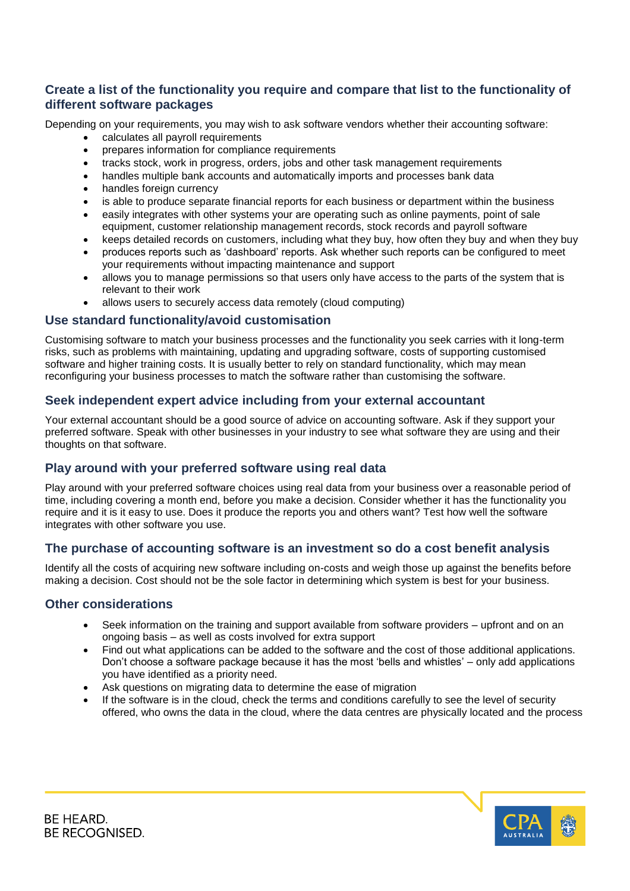## Create a list of the functionality you require and compare that list to the functionality of different software packages

Depending on your requirements, you may wish to ask software vendors whether their accounting software:

- calculates all payroll requirements
- prepares information for compliance requirements
- tracks stock, work in progress, orders, jobs and other task management requirements
- handles multiple bank accounts and automatically imports and processes bank data
- handles foreign currency
- is able to produce separate financial reports for each business or department within the business
- easily integrates with other systems your are operating such as online payments, point of sale equipment, customer relationship management records, stock records and payroll software
- keeps detailed records on customers, including what they buy, how often they buy and when they buy
- produces reports such as 'dashboard' reports. Ask whether such reports can be configured to meet your requirements without impacting maintenance and support
- allows you to manage permissions so that users only have access to the parts of the system that is relevant to their work
- allows users to securely access data remotely (cloud computing)

### Use standard functionality/avoid customisation

Customising software to match your business processes and the functionality you seek carries with it long-term risks, such as problems with maintaining, updating and upgrading software, costs of supporting customised software and higher training costs. It is usually better to rely on standard functionality, which may mean reconfiguring your business processes to match the software rather than customising the software.

### Seek independent expert advice including from your external accountant

Your external accountant should be a good source of advice on accounting software. Ask if they support your preferred software. Speak with other businesses in your industry to see what software they are using and their thoughts on that software.

### Play around with your preferred software using real data

Play around with your preferred software choices using real data from your business over a reasonable period of time, including covering a month end, before you make a decision. Consider whether it has the functionality you require and it is it easy to use. Does it produce the reports you and others want? Test how well the software integrates with other software you use.

### The purchase of accounting software is an investment so do a cost benefit analysis

Identify all the costs of acquiring new software including on-costs and weigh those up against the benefits before making a decision. Cost should not be the sole factor in determining which system is best for your business.

### Other considerations

- Seek information on the training and support available from software providers – upfront and on an ongoing basis – as well as costs involved for extra support
- Find out what applications can be added to the software and the cost of those additional applications. Don't choose a software package because it has the most 'bells and whistles' – only add applications you have identified as a priority need.
- Ask questions on migrating data to determine the ease of migration
- If the software is in the cloud, check the terms and conditions carefully to see the level of security offered, who owns the data in the cloud, where the data centres are physically located and the process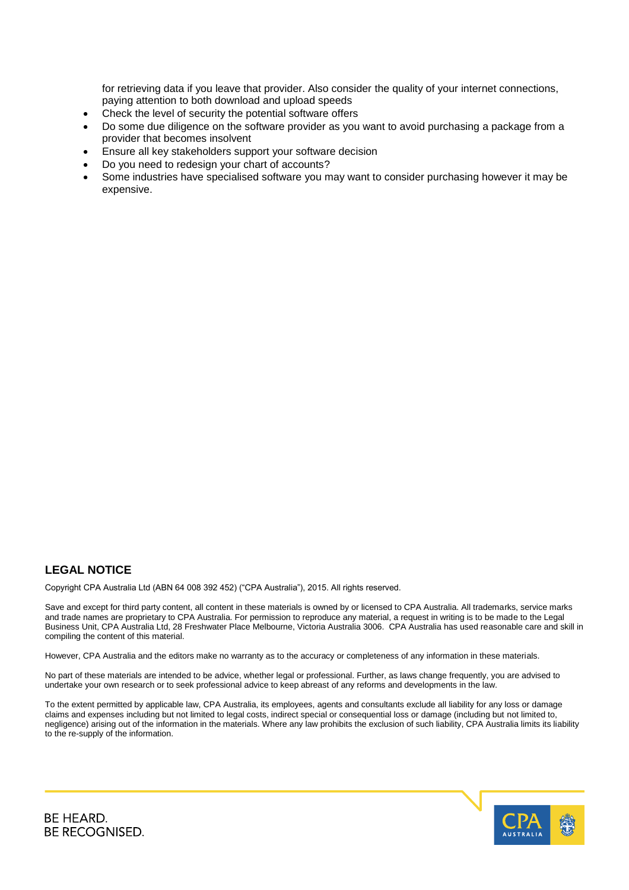for retrieving data if you leave that provider. Also consider the quality of your internet connections, paying attention to both download and upload speeds

- Check the level of security the potential software offers
- Do some due diligence on the software provider as you want to avoid purchasing a package from a provider that becomes insolvent
- Ensure all key stakeholders support your software decision
- Do you need to redesign your chart of accounts?
- Some industries have specialised software you may want to consider purchasing however it may be expensive.

## LEGAL NOTICE

Copyright CPA Australia Ltd (ABN 64 008 392 452) ("CPA Australia"), 2015. All rights reserved.

Save and except for third party content, all content in these materials is owned by or licensed to CPA Australia. All trademarks, service marks and trade names are proprietary to CPA Australia. For permission to reproduce any material, a request in writing is to be made to the Legal Business Unit, CPA Australia Ltd, 28 Freshwater Place Melbourne, Victoria Australia 3006. CPA Australia has used reasonable care and skill in compiling the content of this material.

However, CPA Australia and the editors make no warranty as to the accuracy or completeness of any information in these materials.

No part of these materials are intended to be advice, whether legal or professional. Further, as laws change frequently, you are advised to undertake your own research or to seek professional advice to keep abreast of any reforms and developments in the law.

To the extent permitted by applicable law, CPA Australia, its employees, agents and consultants exclude all liability for any loss or damage claims and expenses including but not limited to legal costs, indirect special or consequential loss or damage (including but not limited to, negligence) arising out of the information in the materials. Where any law prohibits the exclusion of such liability, CPA Australia limits its liability to the re-supply of the information.

BE HEARD.
BE RECOGNISED.

CPA AUSTRALIA